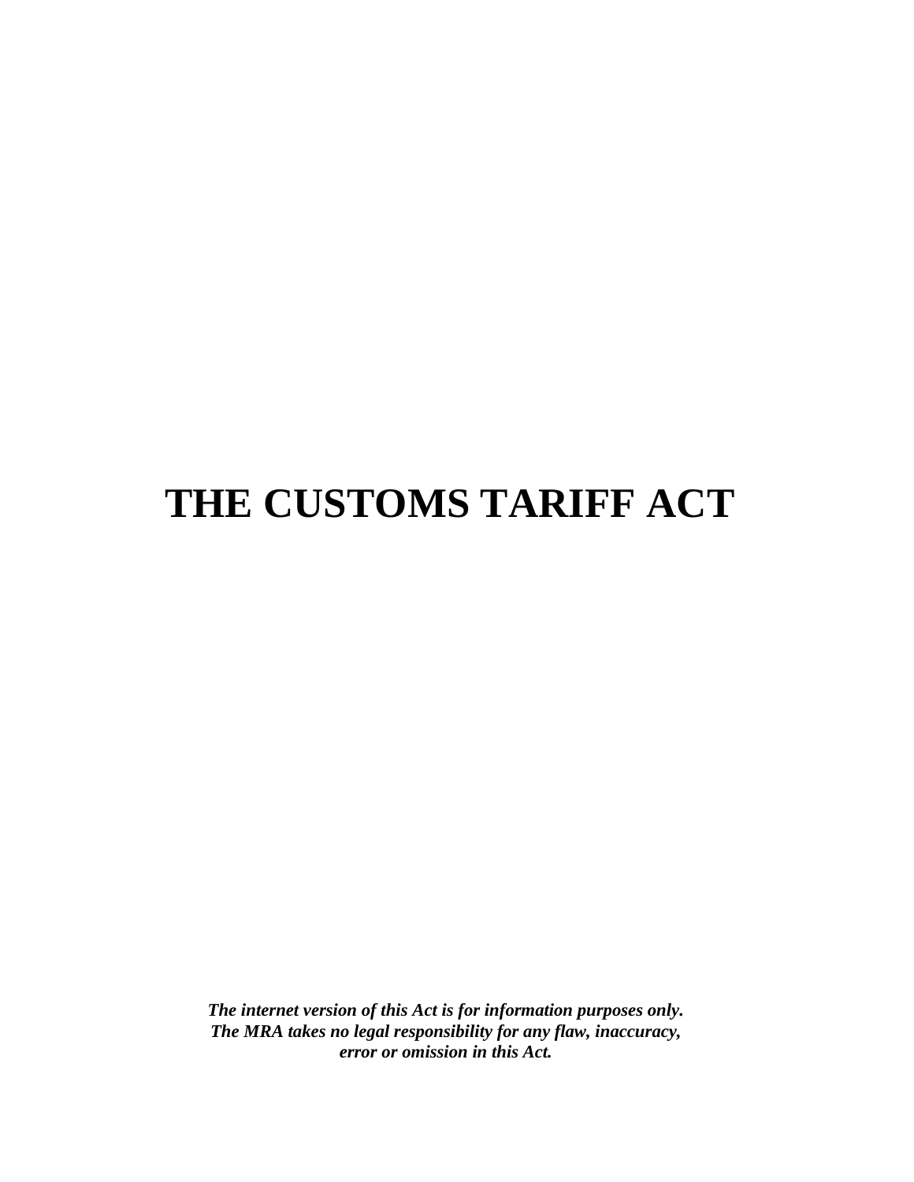# THE CUSTOMS TARIFF ACT

***The internet version of this Act is for information purposes only. The MRA takes no legal responsibility for any flaw, inaccuracy, error or omission in this Act.***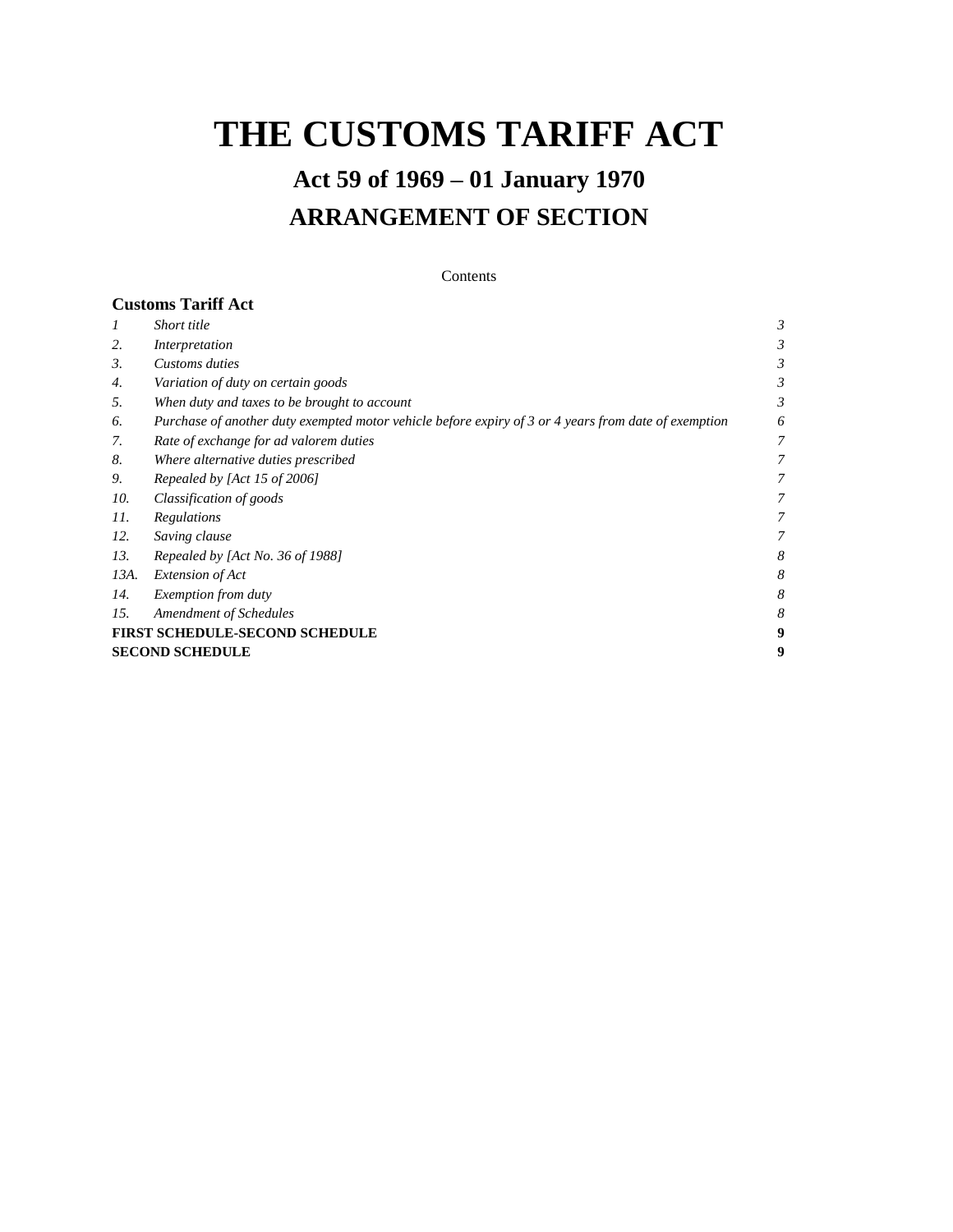# THE CUSTOMS TARIFF ACT

## Act 59 of 1969 – 01 January 1970

## ARRANGEMENT OF SECTION

Contents

### Customs Tariff Act

| | | |
|---|---|---|
| *1* | *Short title* | *3* |
| *2.* | *Interpretation* | *3* |
| *3.* | *Customs duties* | *3* |
| *4.* | *Variation of duty on certain goods* | *3* |
| *5.* | *When duty and taxes to be brought to account* | *3* |
| *6.* | *Purchase of another duty exempted motor vehicle before expiry of 3 or 4 years from date of exemption* | *6* |
| *7.* | *Rate of exchange for ad valorem duties* | *7* |
| *8.* | *Where alternative duties prescribed* | *7* |
| *9.* | *Repealed by [Act 15 of 2006]* | *7* |
| *10.* | *Classification of goods* | *7* |
| *11.* | *Regulations* | *7* |
| *12.* | *Saving clause* | *7* |
| *13.* | *Repealed by [Act No. 36 of 1988]* | *8* |
| *13A.* | *Extension of Act* | *8* |
| *14.* | *Exemption from duty* | *8* |
| *15.* | *Amendment of Schedules* | *8* |
| **FIRST SCHEDULE-SECOND SCHEDULE** | | **9** |
| **SECOND SCHEDULE** | | **9** |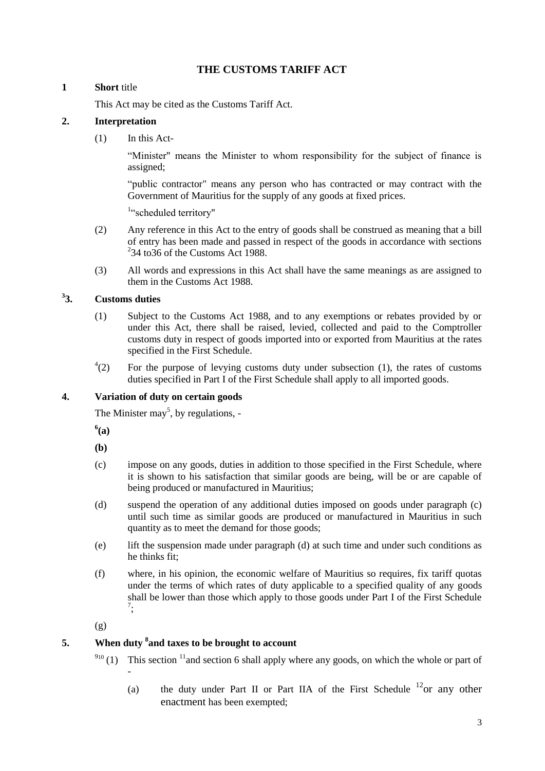# THE CUSTOMS TARIFF ACT

**1 Short** title

This Act may be cited as the Customs Tariff Act.

**2. Interpretation**

(1) In this Act-

"Minister" means the Minister to whom responsibility for the subject of finance is assigned;

"public contractor" means any person who has contracted or may contract with the Government of Mauritius for the supply of any goods at fixed prices.

[1]"scheduled territory"

(2) Any reference in this Act to the entry of goods shall be construed as meaning that a bill of entry has been made and passed in respect of the goods in accordance with sections [2]34 to36 of the Customs Act 1988.

(3) All words and expressions in this Act shall have the same meanings as are assigned to them in the Customs Act 1988.

**[3]3. Customs duties**

(1) Subject to the Customs Act 1988, and to any exemptions or rebates provided by or under this Act, there shall be raised, levied, collected and paid to the Comptroller customs duty in respect of goods imported into or exported from Mauritius at the rates specified in the First Schedule.

[4](2) For the purpose of levying customs duty under subsection (1), the rates of customs duties specified in Part I of the First Schedule shall apply to all imported goods.

**4. Variation of duty on certain goods**

The Minister may[5], by regulations, -

**[6](a)**

**(b)**

(c) impose on any goods, duties in addition to those specified in the First Schedule, where it is shown to his satisfaction that similar goods are being, will be or are capable of being produced or manufactured in Mauritius;

(d) suspend the operation of any additional duties imposed on goods under paragraph (c) until such time as similar goods are produced or manufactured in Mauritius in such quantity as to meet the demand for those goods;

(e) lift the suspension made under paragraph (d) at such time and under such conditions as he thinks fit;

(f) where, in his opinion, the economic welfare of Mauritius so requires, fix tariff quotas under the terms of which rates of duty applicable to a specified quality of any goods shall be lower than those which apply to those goods under Part I of the First Schedule [7];

(g)

**5. When duty [8]and taxes to be brought to account**

[9][10] (1) This section [11]and section 6 shall apply where any goods, on which the whole or part of -

(a) the duty under Part II or Part IIA of the First Schedule [12]or any other enactment has been exempted;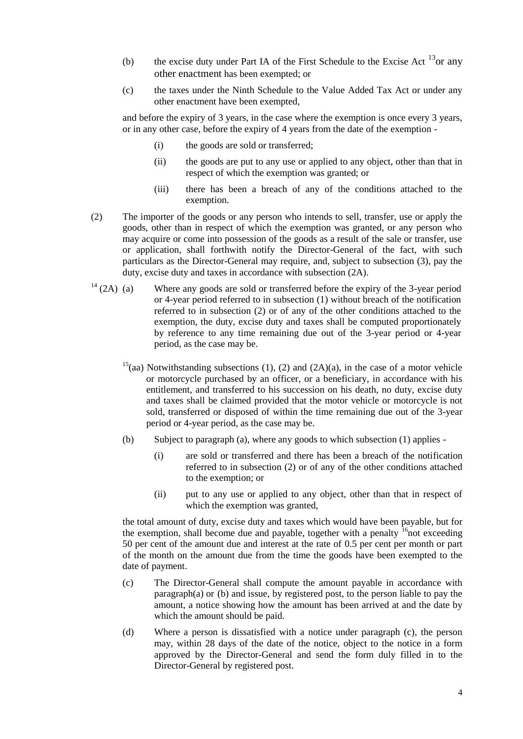(b) the excise duty under Part IA of the First Schedule to the Excise Act [13]or any other enactment has been exempted; or

(c) the taxes under the Ninth Schedule to the Value Added Tax Act or under any other enactment have been exempted,

and before the expiry of 3 years, in the case where the exemption is once every 3 years, or in any other case, before the expiry of 4 years from the date of the exemption -

(i) the goods are sold or transferred;

(ii) the goods are put to any use or applied to any object, other than that in respect of which the exemption was granted; or

(iii) there has been a breach of any of the conditions attached to the exemption.

(2) The importer of the goods or any person who intends to sell, transfer, use or apply the goods, other than in respect of which the exemption was granted, or any person who may acquire or come into possession of the goods as a result of the sale or transfer, use or application, shall forthwith notify the Director-General of the fact, with such particulars as the Director-General may require, and, subject to subsection (3), pay the duty, excise duty and taxes in accordance with subsection (2A).

[14] (2A) (a) Where any goods are sold or transferred before the expiry of the 3-year period or 4-year period referred to in subsection (1) without breach of the notification referred to in subsection (2) or of any of the other conditions attached to the exemption, the duty, excise duty and taxes shall be computed proportionately by reference to any time remaining due out of the 3-year period or 4-year period, as the case may be.

[15](aa) Notwithstanding subsections (1), (2) and (2A)(a), in the case of a motor vehicle or motorcycle purchased by an officer, or a beneficiary, in accordance with his entitlement, and transferred to his succession on his death, no duty, excise duty and taxes shall be claimed provided that the motor vehicle or motorcycle is not sold, transferred or disposed of within the time remaining due out of the 3-year period or 4-year period, as the case may be.

(b) Subject to paragraph (a), where any goods to which subsection (1) applies -

(i) are sold or transferred and there has been a breach of the notification referred to in subsection (2) or of any of the other conditions attached to the exemption; or

(ii) put to any use or applied to any object, other than that in respect of which the exemption was granted,

the total amount of duty, excise duty and taxes which would have been payable, but for the exemption, shall become due and payable, together with a penalty [16]not exceeding 50 per cent of the amount due and interest at the rate of 0.5 per cent per month or part of the month on the amount due from the time the goods have been exempted to the date of payment.

(c) The Director-General shall compute the amount payable in accordance with paragraph(a) or (b) and issue, by registered post, to the person liable to pay the amount, a notice showing how the amount has been arrived at and the date by which the amount should be paid.

(d) Where a person is dissatisfied with a notice under paragraph (c), the person may, within 28 days of the date of the notice, object to the notice in a form approved by the Director-General and send the form duly filled in to the Director-General by registered post.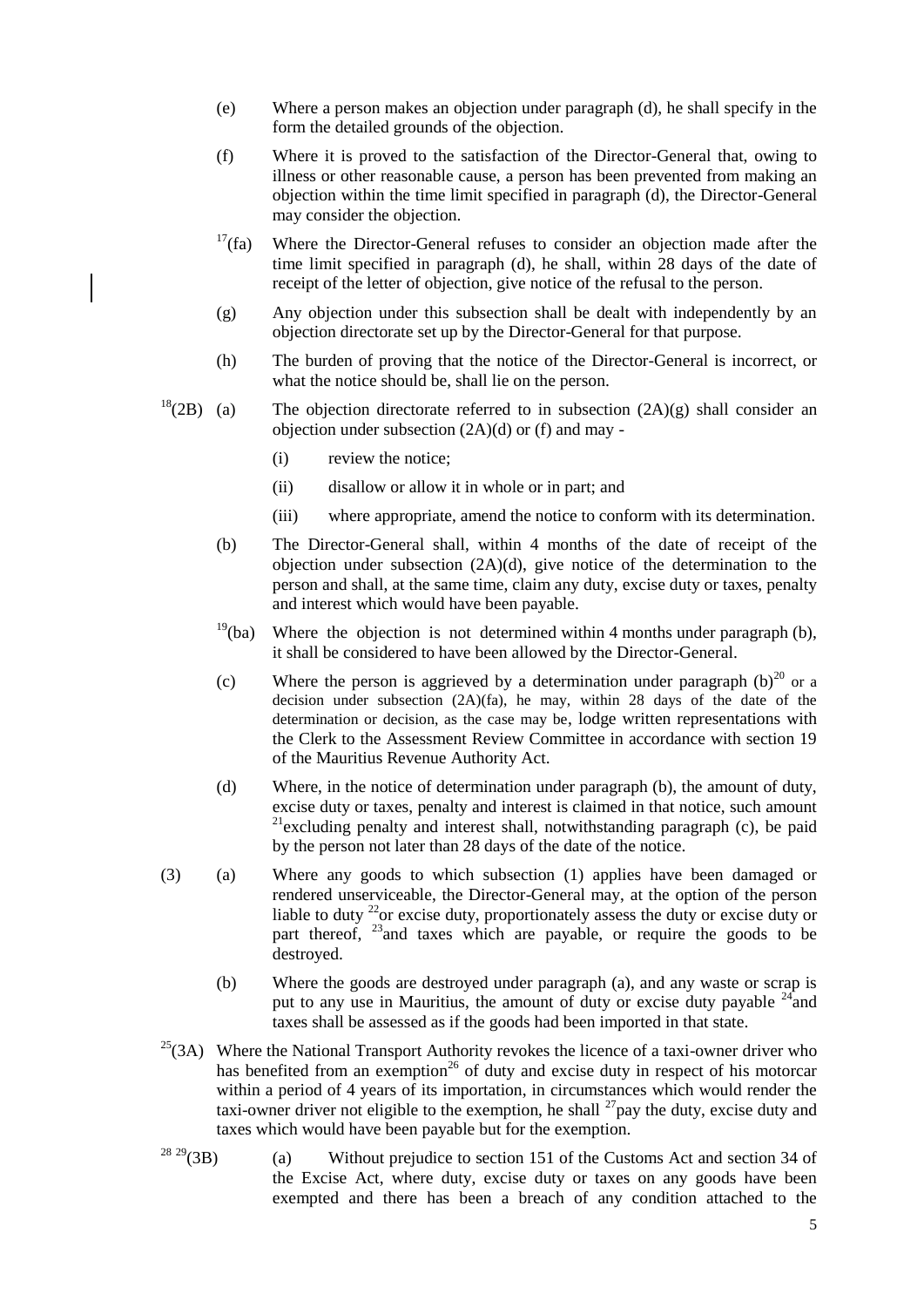(e) Where a person makes an objection under paragraph (d), he shall specify in the form the detailed grounds of the objection.

(f) Where it is proved to the satisfaction of the Director-General that, owing to illness or other reasonable cause, a person has been prevented from making an objection within the time limit specified in paragraph (d), the Director-General may consider the objection.

[17](fa) Where the Director-General refuses to consider an objection made after the time limit specified in paragraph (d), he shall, within 28 days of the date of receipt of the letter of objection, give notice of the refusal to the person.

(g) Any objection under this subsection shall be dealt with independently by an objection directorate set up by the Director-General for that purpose.

(h) The burden of proving that the notice of the Director-General is incorrect, or what the notice should be, shall lie on the person.

[18](2B) (a) The objection directorate referred to in subsection (2A)(g) shall consider an objection under subsection (2A)(d) or (f) and may -

(i) review the notice;

(ii) disallow or allow it in whole or in part; and

(iii) where appropriate, amend the notice to conform with its determination.

(b) The Director-General shall, within 4 months of the date of receipt of the objection under subsection (2A)(d), give notice of the determination to the person and shall, at the same time, claim any duty, excise duty or taxes, penalty and interest which would have been payable.

[19](ba) Where the objection is not determined within 4 months under paragraph (b), it shall be considered to have been allowed by the Director-General.

(c) Where the person is aggrieved by a determination under paragraph (b)[20] or a decision under subsection (2A)(fa), he may, within 28 days of the date of the determination or decision, as the case may be, lodge written representations with the Clerk to the Assessment Review Committee in accordance with section 19 of the Mauritius Revenue Authority Act.

(d) Where, in the notice of determination under paragraph (b), the amount of duty, excise duty or taxes, penalty and interest is claimed in that notice, such amount [21]excluding penalty and interest shall, notwithstanding paragraph (c), be paid by the person not later than 28 days of the date of the notice.

(3) (a) Where any goods to which subsection (1) applies have been damaged or rendered unserviceable, the Director-General may, at the option of the person liable to duty [22]or excise duty, proportionately assess the duty or excise duty or part thereof, [23]and taxes which are payable, or require the goods to be destroyed.

(b) Where the goods are destroyed under paragraph (a), and any waste or scrap is put to any use in Mauritius, the amount of duty or excise duty payable [24]and taxes shall be assessed as if the goods had been imported in that state.

[25](3A) Where the National Transport Authority revokes the licence of a taxi-owner driver who has benefited from an exemption[26] of duty and excise duty in respect of his motorcar within a period of 4 years of its importation, in circumstances which would render the taxi-owner driver not eligible to the exemption, he shall [27]pay the duty, excise duty and taxes which would have been payable but for the exemption.

[28] [29](3B) (a) Without prejudice to section 151 of the Customs Act and section 34 of the Excise Act, where duty, excise duty or taxes on any goods have been exempted and there has been a breach of any condition attached to the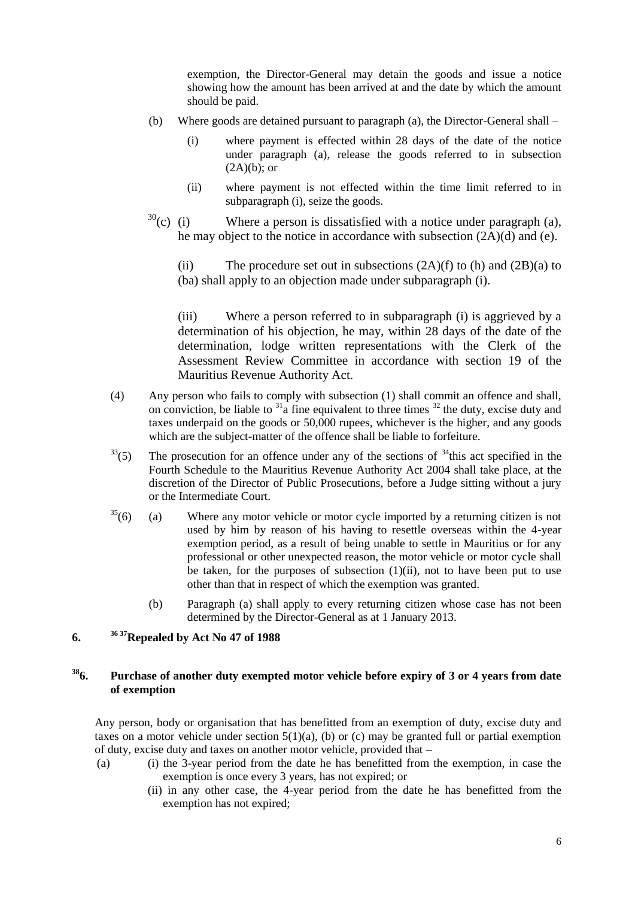exemption, the Director-General may detain the goods and issue a notice showing how the amount has been arrived at and the date by which the amount should be paid.

(b) Where goods are detained pursuant to paragraph (a), the Director-General shall –

(i) where payment is effected within 28 days of the date of the notice under paragraph (a), release the goods referred to in subsection (2A)(b); or

(ii) where payment is not effected within the time limit referred to in subparagraph (i), seize the goods.

[30](c) (i) Where a person is dissatisfied with a notice under paragraph (a), he may object to the notice in accordance with subsection (2A)(d) and (e).

(ii) The procedure set out in subsections (2A)(f) to (h) and (2B)(a) to (ba) shall apply to an objection made under subparagraph (i).

(iii) Where a person referred to in subparagraph (i) is aggrieved by a determination of his objection, he may, within 28 days of the date of the determination, lodge written representations with the Clerk of the Assessment Review Committee in accordance with section 19 of the Mauritius Revenue Authority Act.

(4) Any person who fails to comply with subsection (1) shall commit an offence and shall, on conviction, be liable to [31]a fine equivalent to three times [32] the duty, excise duty and taxes underpaid on the goods or 50,000 rupees, whichever is the higher, and any goods which are the subject-matter of the offence shall be liable to forfeiture.

[33](5) The prosecution for an offence under any of the sections of [34]this act specified in the Fourth Schedule to the Mauritius Revenue Authority Act 2004 shall take place, at the discretion of the Director of Public Prosecutions, before a Judge sitting without a jury or the Intermediate Court.

[35](6) (a) Where any motor vehicle or motor cycle imported by a returning citizen is not used by him by reason of his having to resettle overseas within the 4-year exemption period, as a result of being unable to settle in Mauritius or for any professional or other unexpected reason, the motor vehicle or motor cycle shall be taken, for the purposes of subsection (1)(ii), not to have been put to use other than that in respect of which the exemption was granted.

(b) Paragraph (a) shall apply to every returning citizen whose case has not been determined by the Director-General as at 1 January 2013.

## 6. [36 37]Repealed by Act No 47 of 1988

## [38]6. Purchase of another duty exempted motor vehicle before expiry of 3 or 4 years from date of exemption

Any person, body or organisation that has benefitted from an exemption of duty, excise duty and taxes on a motor vehicle under section 5(1)(a), (b) or (c) may be granted full or partial exemption of duty, excise duty and taxes on another motor vehicle, provided that –

(a) (i) the 3-year period from the date he has benefitted from the exemption, in case the exemption is once every 3 years, has not expired; or

(ii) in any other case, the 4-year period from the date he has benefitted from the exemption has not expired;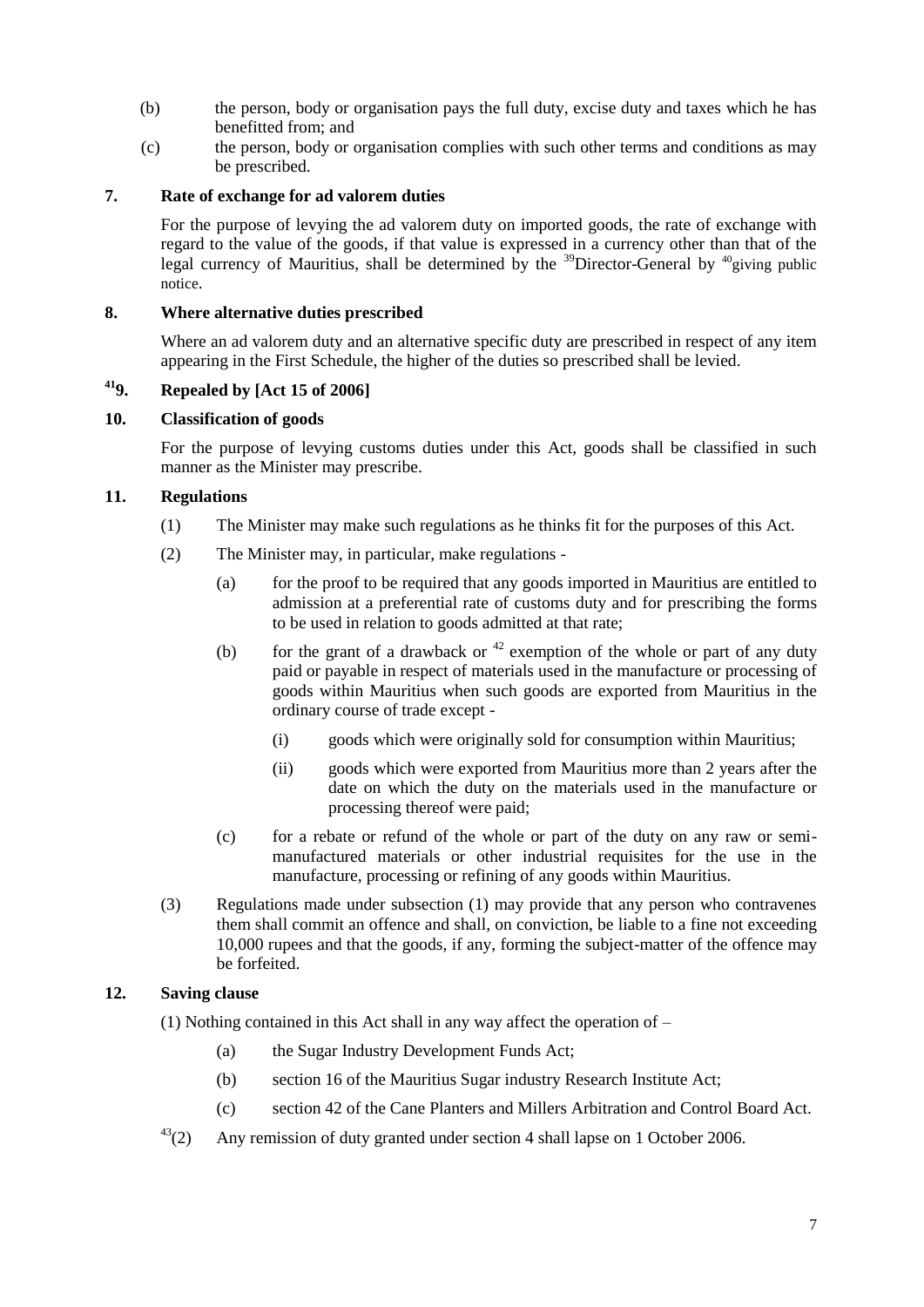(b) the person, body or organisation pays the full duty, excise duty and taxes which he has benefitted from; and

(c) the person, body or organisation complies with such other terms and conditions as may be prescribed.

**7. Rate of exchange for ad valorem duties**

For the purpose of levying the ad valorem duty on imported goods, the rate of exchange with regard to the value of the goods, if that value is expressed in a currency other than that of the legal currency of Mauritius, shall be determined by the [39]Director-General by [40]giving public notice.

**8. Where alternative duties prescribed**

Where an ad valorem duty and an alternative specific duty are prescribed in respect of any item appearing in the First Schedule, the higher of the duties so prescribed shall be levied.

**[41]9. Repealed by [Act 15 of 2006]**

**10. Classification of goods**

For the purpose of levying customs duties under this Act, goods shall be classified in such manner as the Minister may prescribe.

**11. Regulations**

(1) The Minister may make such regulations as he thinks fit for the purposes of this Act.

(2) The Minister may, in particular, make regulations -

(a) for the proof to be required that any goods imported in Mauritius are entitled to admission at a preferential rate of customs duty and for prescribing the forms to be used in relation to goods admitted at that rate;

(b) for the grant of a drawback or [42] exemption of the whole or part of any duty paid or payable in respect of materials used in the manufacture or processing of goods within Mauritius when such goods are exported from Mauritius in the ordinary course of trade except -

(i) goods which were originally sold for consumption within Mauritius;

(ii) goods which were exported from Mauritius more than 2 years after the date on which the duty on the materials used in the manufacture or processing thereof were paid;

(c) for a rebate or refund of the whole or part of the duty on any raw or semi-manufactured materials or other industrial requisites for the use in the manufacture, processing or refining of any goods within Mauritius.

(3) Regulations made under subsection (1) may provide that any person who contravenes them shall commit an offence and shall, on conviction, be liable to a fine not exceeding 10,000 rupees and that the goods, if any, forming the subject-matter of the offence may be forfeited.

**12. Saving clause**

(1) Nothing contained in this Act shall in any way affect the operation of –

(a) the Sugar Industry Development Funds Act;

(b) section 16 of the Mauritius Sugar industry Research Institute Act;

(c) section 42 of the Cane Planters and Millers Arbitration and Control Board Act.

[43](2) Any remission of duty granted under section 4 shall lapse on 1 October 2006.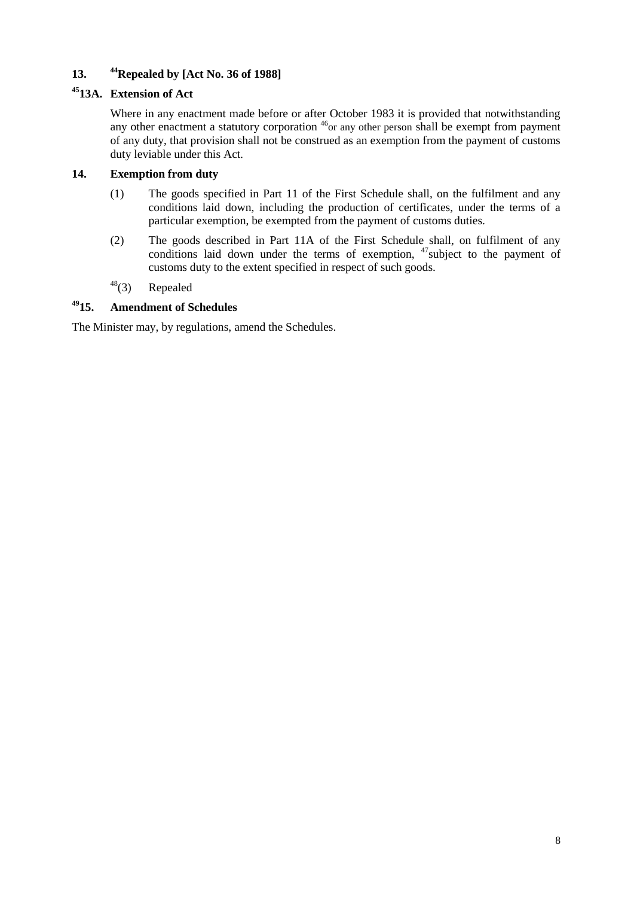### 13. [44]Repealed by [Act No. 36 of 1988]

### [45]13A. Extension of Act

Where in any enactment made before or after October 1983 it is provided that notwithstanding any other enactment a statutory corporation [46]or any other person shall be exempt from payment of any duty, that provision shall not be construed as an exemption from the payment of customs duty leviable under this Act.

### 14. Exemption from duty

(1) The goods specified in Part 11 of the First Schedule shall, on the fulfilment and any conditions laid down, including the production of certificates, under the terms of a particular exemption, be exempted from the payment of customs duties.

(2) The goods described in Part 11A of the First Schedule shall, on fulfilment of any conditions laid down under the terms of exemption, [47]subject to the payment of customs duty to the extent specified in respect of such goods.

[48](3) Repealed

### [49]15. Amendment of Schedules

The Minister may, by regulations, amend the Schedules.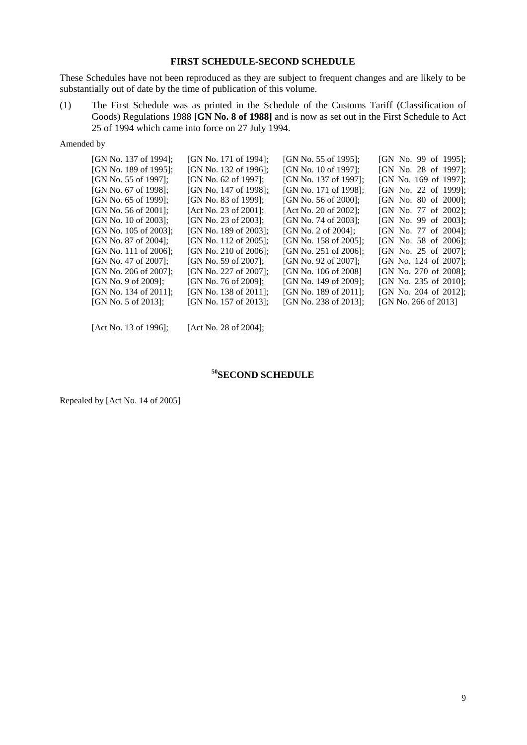## FIRST SCHEDULE-SECOND SCHEDULE

These Schedules have not been reproduced as they are subject to frequent changes and are likely to be substantially out of date by the time of publication of this volume.

(1) The First Schedule was as printed in the Schedule of the Customs Tariff (Classification of Goods) Regulations 1988 **[GN No. 8 of 1988]** and is now as set out in the First Schedule to Act 25 of 1994 which came into force on 27 July 1994.

Amended by

| | | | |
|---|---|---|---|
| [GN No. 137 of 1994]; | [GN No. 171 of 1994]; | [GN No. 55 of 1995]; | [GN No. 99 of 1995]; |
| [GN No. 189 of 1995]; | [GN No. 132 of 1996]; | [GN No. 10 of 1997]; | [GN No. 28 of 1997]; |
| [GN No. 55 of 1997]; | [GN No. 62 of 1997]; | [GN No. 137 of 1997]; | [GN No. 169 of 1997]; |
| [GN No. 67 of 1998]; | [GN No. 147 of 1998]; | [GN No. 171 of 1998]; | [GN No. 22 of 1999]; |
| [GN No. 65 of 1999]; | [GN No. 83 of 1999]; | [GN No. 56 of 2000]; | [GN No. 80 of 2000]; |
| [GN No. 56 of 2001]; | [Act No. 23 of 2001]; | [Act No. 20 of 2002]; | [GN No. 77 of 2002]; |
| [GN No. 10 of 2003]; | [GN No. 23 of 2003]; | [GN No. 74 of 2003]; | [GN No. 99 of 2003]; |
| [GN No. 105 of 2003]; | [GN No. 189 of 2003]; | [GN No. 2 of 2004]; | [GN No. 77 of 2004]; |
| [GN No. 87 of 2004]; | [GN No. 112 of 2005]; | [GN No. 158 of 2005]; | [GN No. 58 of 2006]; |
| [GN No. 111 of 2006]; | [GN No. 210 of 2006]; | [GN No. 251 of 2006]; | [GN No. 25 of 2007]; |
| [GN No. 47 of 2007]; | [GN No. 59 of 2007]; | [GN No. 92 of 2007]; | [GN No. 124 of 2007]; |
| [GN No. 206 of 2007]; | [GN No. 227 of 2007]; | [GN No. 106 of 2008] | [GN No. 270 of 2008]; |
| [GN No. 9 of 2009]; | [GN No. 76 of 2009]; | [GN No. 149 of 2009]; | [GN No. 235 of 2010]; |
| [GN No. 134 of 2011]; | [GN No. 138 of 2011]; | [GN No. 189 of 2011]; | [GN No. 204 of 2012]; |
| [GN No. 5 of 2013]; | [GN No. 157 of 2013]; | [GN No. 238 of 2013]; | [GN No. 266 of 2013] |

[Act No. 13 of 1996]; [Act No. 28 of 2004];

## [50]SECOND SCHEDULE

Repealed by [Act No. 14 of 2005]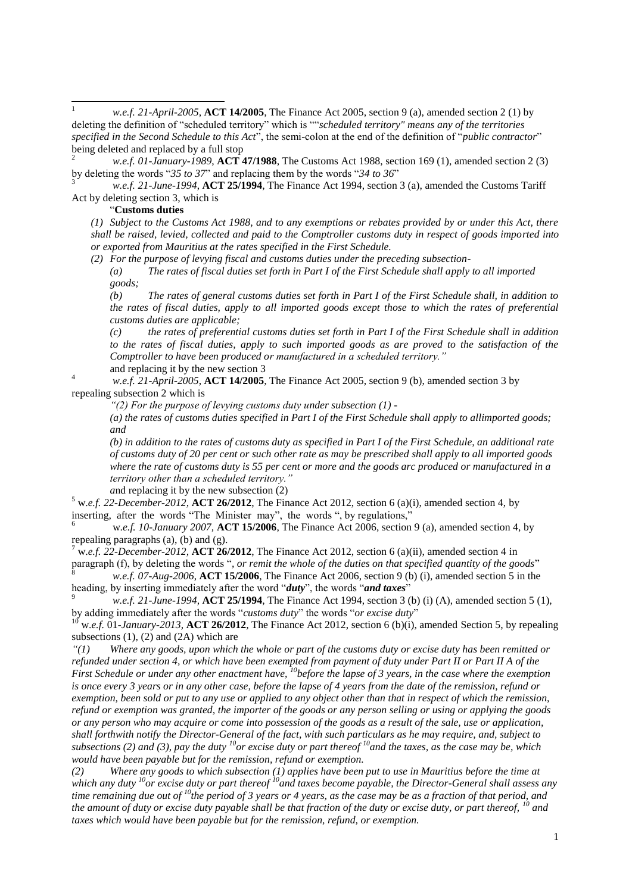[1] *w.e.f. 21-April-2005*, **ACT 14/2005**, The Finance Act 2005, section 9 (a), amended section 2 (1) by deleting the definition of "scheduled territory" which is ""*scheduled territory" means any of the territories specified in the Second Schedule to this Act*", the semi-colon at the end of the definition of "*public contractor*" being deleted and replaced by a full stop

[2] *w.e.f. 01-January-1989*, **ACT 47/1988**, The Customs Act 1988, section 169 (1), amended section 2 (3) by deleting the words "*35 to 37*" and replacing them by the words "*34 to 36*"

[3] *w.e.f. 21-June-1994*, **ACT 25/1994**, The Finance Act 1994, section 3 (a), amended the Customs Tariff Act by deleting section 3, which is

"**Customs duties**

*(1) Subject to the Customs Act 1988, and to any exemptions or rebates provided by or under this Act, there shall be raised, levied, collected and paid to the Comptroller customs duty in respect of goods imported into or exported from Mauritius at the rates specified in the First Schedule.*

*(2) For the purpose of levying fiscal and customs duties under the preceding subsection-*

*(a) The rates of fiscal duties set forth in Part I of the First Schedule shall apply to all imported goods;*

*(b) The rates of general customs duties set forth in Part I of the First Schedule shall, in addition to the rates of fiscal duties, apply to all imported goods except those to which the rates of preferential customs duties are applicable;*

*(c) the rates of preferential customs duties set forth in Part I of the First Schedule shall in addition to the rates of fiscal duties, apply to such imported goods as are proved to the satisfaction of the Comptroller to have been produced or manufactured in a scheduled territory."*

and replacing it by the new section 3

[4] *w.e.f. 21-April-2005*, **ACT 14/2005**, The Finance Act 2005, section 9 (b), amended section 3 by repealing subsection 2 which is

*"(2) For the purpose of levying customs duty under subsection (1) -*

*(a) the rates of customs duties specified in Part I of the First Schedule shall apply to allimported goods; and*

*(b) in addition to the rates of customs duty as specified in Part I of the First Schedule, an additional rate of customs duty of 20 per cent or such other rate as may be prescribed shall apply to all imported goods where the rate of customs duty is 55 per cent or more and the goods arc produced or manufactured in a territory other than a scheduled territory."*

*a*nd replacing it by the new subsection (2)

[5] w.*e.f. 22-December-2012,* **ACT 26/2012**, The Finance Act 2012, section 6 (a)(i), amended section 4, by inserting, after the words "The Minister may", the words ", by regulations,"

[6] w.*e.f. 10-January 2007,* **ACT 15/2006**, The Finance Act 2006, section 9 (a), amended section 4, by repealing paragraphs (a), (b) and (g).

[7] w.*e.f. 22-December-2012,* **ACT 26/2012**, The Finance Act 2012, section 6 (a)(ii), amended section 4 in paragraph (f), by deleting the words "*, or remit the whole of the duties on that specified quantity of the goods*"

[8] *w.e.f. 07-Aug-2006*, **ACT 15/2006**, The Finance Act 2006, section 9 (b) (i), amended section 5 in the heading, by inserting immediately after the word "***duty***", the words "***and taxes***"

[9] *w.e.f. 21-June-1994*, **ACT 25/1994**, The Finance Act 1994, section 3 (b) (i) (A), amended section 5 (1), by adding immediately after the words "*customs duty*" the words "*or excise duty*"

[10] w.*e.f.* 01-*January-2013*, **ACT 26/2012**, The Finance Act 2012, section 6 (b)(i), amended Section 5, by repealing subsections (1), (2) and (2A) which are

*"(1) Where any goods, upon which the whole or part of the customs duty or excise duty has been remitted or refunded under section 4, or which have been exempted from payment of duty under Part II or Part II A of the First Schedule or under any other enactment have, [10]before the lapse of 3 years, in the case where the exemption is once every 3 years or in any other case, before the lapse of 4 years from the date of the remission, refund or exemption, been sold or put to any use or applied to any object other than that in respect of which the remission, refund or exemption was granted, the importer of the goods or any person selling or using or applying the goods or any person who may acquire or come into possession of the goods as a result of the sale, use or application, shall forthwith notify the Director-General of the fact, with such particulars as he may require, and, subject to subsections (2) and (3), pay the duty [10]or excise duty or part thereof [10]and the taxes, as the case may be, which would have been payable but for the remission, refund or exemption.*

*(2) Where any goods to which subsection (1) applies have been put to use in Mauritius before the time at which any duty [10]or excise duty or part thereof [10]and taxes become payable, the Director-General shall assess any time remaining due out of [10]the period of 3 years or 4 years, as the case may be as a fraction of that period, and the amount of duty or excise duty payable shall be that fraction of the duty or excise duty, or part thereof, [10] and taxes which would have been payable but for the remission, refund, or exemption.*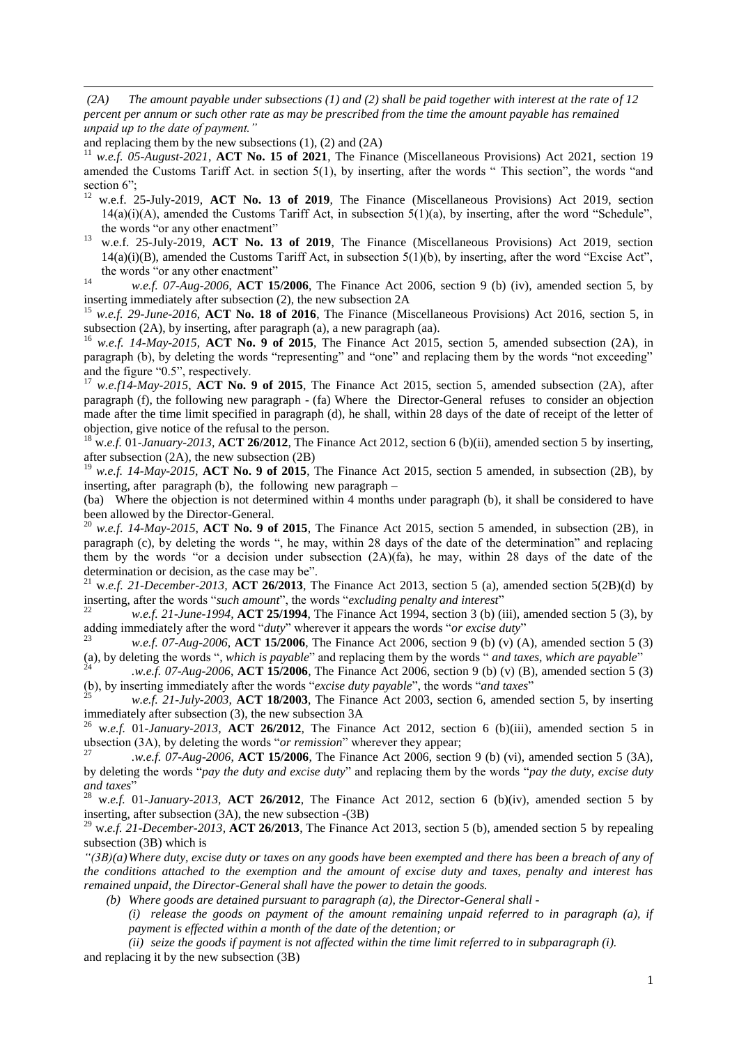*(2A) The amount payable under subsections (1) and (2) shall be paid together with interest at the rate of 12 percent per annum or such other rate as may be prescribed from the time the amount payable has remained unpaid up to the date of payment."*

and replacing them by the new subsections (1), (2) and (2A)

[11] *w.e.f. 05-August-2021*, **ACT No. 15 of 2021**, The Finance (Miscellaneous Provisions) Act 2021, section 19 amended the Customs Tariff Act. in section 5(1), by inserting, after the words " This section", the words "and section 6";

[12] w.e.f. 25-July-2019, **ACT No. 13 of 2019**, The Finance (Miscellaneous Provisions) Act 2019, section 14(a)(i)(A), amended the Customs Tariff Act, in subsection 5(1)(a), by inserting, after the word "Schedule", the words "or any other enactment"

[13] w.e.f. 25-July-2019, **ACT No. 13 of 2019**, The Finance (Miscellaneous Provisions) Act 2019, section 14(a)(i)(B), amended the Customs Tariff Act, in subsection 5(1)(b), by inserting, after the word "Excise Act", the words "or any other enactment"

[14] *w.e.f. 07-Aug-2006*, **ACT 15/2006**, The Finance Act 2006, section 9 (b) (iv), amended section 5, by inserting immediately after subsection (2), the new subsection 2A

[15] *w.e.f. 29-June-2016*, **ACT No. 18 of 2016**, The Finance (Miscellaneous Provisions) Act 2016, section 5, in subsection (2A), by inserting, after paragraph (a), a new paragraph (aa).

[16] *w.e.f. 14-May-2015*, **ACT No. 9 of 2015**, The Finance Act 2015, section 5, amended subsection (2A), in paragraph (b), by deleting the words "representing" and "one" and replacing them by the words "not exceeding" and the figure "0.5", respectively.

[17] *w.e.f14-May-2015*, **ACT No. 9 of 2015**, The Finance Act 2015, section 5, amended subsection (2A), after paragraph (f), the following new paragraph - (fa) Where the Director-General refuses to consider an objection made after the time limit specified in paragraph (d), he shall, within 28 days of the date of receipt of the letter of objection, give notice of the refusal to the person.

[18] w.*e.f.* 01-*January-2013*, **ACT 26/2012**, The Finance Act 2012, section 6 (b)(ii), amended section 5 by inserting, after subsection (2A), the new subsection (2B)

[19] *w.e.f. 14-May-2015*, **ACT No. 9 of 2015**, The Finance Act 2015, section 5 amended, in subsection (2B), by inserting, after paragraph (b), the following new paragraph –

(ba) Where the objection is not determined within 4 months under paragraph (b), it shall be considered to have been allowed by the Director-General.

[20] *w.e.f. 14-May-2015*, **ACT No. 9 of 2015**, The Finance Act 2015, section 5 amended, in subsection (2B), in paragraph (c), by deleting the words ", he may, within 28 days of the date of the determination" and replacing them by the words "or a decision under subsection (2A)(fa), he may, within 28 days of the date of the determination or decision, as the case may be".

[21] w.*e.f. 21-December-2013*, **ACT 26/2013**, The Finance Act 2013, section 5 (a), amended section 5(2B)(d) by inserting, after the words "*such amount*", the words "*excluding penalty and interest*"

[22] *w.e.f. 21-June-1994*, **ACT 25/1994**, The Finance Act 1994, section 3 (b) (iii), amended section 5 (3), by adding immediately after the word "*duty*" wherever it appears the words "*or excise duty*"

[23] *w.e.f. 07-Aug-2006*, **ACT 15/2006**, The Finance Act 2006, section 9 (b) (v) (A), amended section 5 (3) (a), by deleting the words "*, which is payable*" and replacing them by the words " *and taxes, which are payable*"

[24] *.w.e.f. 07-Aug-2006*, **ACT 15/2006**, The Finance Act 2006, section 9 (b) (v) (B), amended section 5 (3) (b), by inserting immediately after the words "*excise duty payable*", the words "*and taxes*"

[25] *w.e.f. 21-July-2003*, **ACT 18/2003**, The Finance Act 2003, section 6, amended section 5, by inserting immediately after subsection (3), the new subsection 3A

[26] w.*e.f.* 01-*January-2013*, **ACT 26/2012**, The Finance Act 2012, section 6 (b)(iii), amended section 5 in ubsection (3A), by deleting the words "*or remission*" wherever they appear;

[27] *.w.e.f. 07-Aug-2006*, **ACT 15/2006**, The Finance Act 2006, section 9 (b) (vi), amended section 5 (3A), by deleting the words "*pay the duty and excise duty*" and replacing them by the words "*pay the duty, excise duty and taxes*"

[28] w.*e.f.* 01-*January-2013*, **ACT 26/2012**, The Finance Act 2012, section 6 (b)(iv), amended section 5 by inserting, after subsection (3A), the new subsection -(3B)

[29] w.*e.f. 21-December-2013*, **ACT 26/2013**, The Finance Act 2013, section 5 (b), amended section 5 by repealing subsection (3B) which is

*"(3B)(a) Where duty, excise duty or taxes on any goods have been exempted and there has been a breach of any of the conditions attached to the exemption and the amount of excise duty and taxes, penalty and interest has remained unpaid, the Director-General shall have the power to detain the goods.*

*(b) Where goods are detained pursuant to paragraph (a), the Director-General shall -*

*(i) release the goods on payment of the amount remaining unpaid referred to in paragraph (a), if payment is effected within a month of the date of the detention; or*

*(ii) seize the goods if payment is not affected within the time limit referred to in subparagraph (i).*

and replacing it by the new subsection (3B)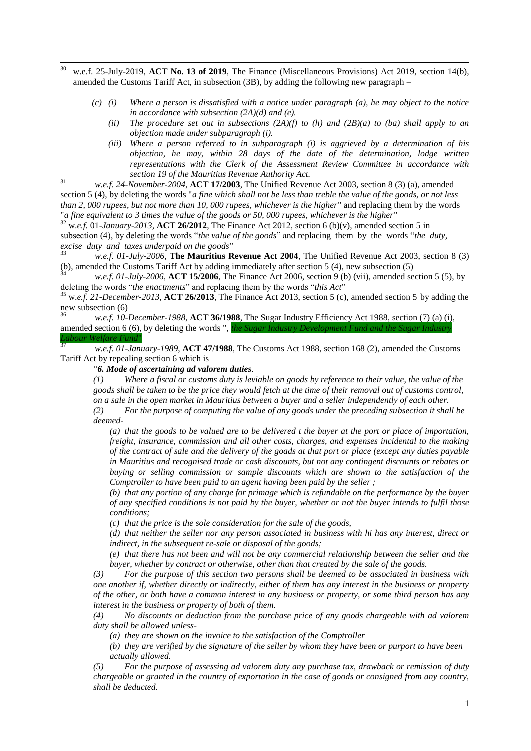[30] w.e.f. 25-July-2019, **ACT No. 13 of 2019**, The Finance (Miscellaneous Provisions) Act 2019, section 14(b), amended the Customs Tariff Act, in subsection (3B), by adding the following new paragraph –

> *(c) (i) Where a person is dissatisfied with a notice under paragraph (a), he may object to the notice in accordance with subsection (2A)(d) and (e).*
>
> *(ii) The procedure set out in subsections (2A)(f) to (h) and (2B)(a) to (ba) shall apply to an objection made under subparagraph (i).*
>
> *(iii) Where a person referred to in subparagraph (i) is aggrieved by a determination of his objection, he may, within 28 days of the date of the determination, lodge written representations with the Clerk of the Assessment Review Committee in accordance with section 19 of the Mauritius Revenue Authority Act.*

[31] *w.e.f. 24-November-2004*, **ACT 17/2003**, The Unified Revenue Act 2003, section 8 (3) (a), amended section 5 (4), by deleting the words "*a fine which shall not be less than treble the value of the goods, or not less than 2, 000 rupees, but not more than 10, 000 rupees, whichever is the higher*" and replacing them by the words "*a fine equivalent to 3 times the value of the goods or 50, 000 rupees, whichever is the higher*"

[32] w.*e.f.* 01-*January-2013,* **ACT 26/2012**, The Finance Act 2012, section 6 (b)(v), amended section 5 in subsection (4), by deleting the words "*the value of the goods*" and replacing them by the words "*the duty, excise duty and taxes underpaid on the goods*"

[33] *w.e.f. 01-July-2006*, **The Mauritius Revenue Act 2004**, The Unified Revenue Act 2003, section 8 (3) (b), amended the Customs Tariff Act by adding immediately after section 5 (4), new subsection (5)

[34] *w.e.f. 01-July-2006*, **ACT 15/2006**, The Finance Act 2006, section 9 (b) (vii), amended section 5 (5), by deleting the words "*the enactments*" and replacing them by the words "*this Act*"

[35] w.*e.f. 21-December-2013,* **ACT 26/2013**, The Finance Act 2013, section 5 (c), amended section 5 by adding the new subsection (6)

[36] *w.e.f. 10-December-1988*, **ACT 36/1988**, The Sugar Industry Efficiency Act 1988, section (7) (a) (i), amended section 6 (6), by deleting the words ", *the Sugar Industry Development Fund and the Sugar Industry Labour Welfare Fund*"

[37] *w.e.f. 01-January-1989*, **ACT 47/1988**, The Customs Act 1988, section 168 (2), amended the Customs Tariff Act by repealing section 6 which is

*"**6. Mode of ascertaining ad valorem duties**.*

*(1) Where a fiscal or customs duty is leviable on goods by reference to their value, the value of the goods shall be taken to be the price they would fetch at the time of their removal out of customs control, on a sale in the open market in Mauritius between a buyer and a seller independently of each other.*

*(2) For the purpose of computing the value of any goods under the preceding subsection it shall be deemed-*

*(a) that the goods to be valued are to be delivered t the buyer at the port or place of importation, freight, insurance, commission and all other costs, charges, and expenses incidental to the making of the contract of sale and the delivery of the goods at that port or place (except any duties payable in Mauritius and recognised trade or cash discounts, but not any contingent discounts or rebates or buying or selling commission or sample discounts which are shown to the satisfaction of the Comptroller to have been paid to an agent having been paid by the seller ;*

*(b) that any portion of any charge for primage which is refundable on the performance by the buyer of any specified conditions is not paid by the buyer, whether or not the buyer intends to fulfil those conditions;*

*(c) that the price is the sole consideration for the sale of the goods,*

*(d) that neither the seller nor any person associated in business with hi has any interest, direct or indirect, in the subsequent re-sale or disposal of the goods;*

*(e) that there has not been and will not be any commercial relationship between the seller and the buyer, whether by contract or otherwise, other than that created by the sale of the goods.*

*(3) For the purpose of this section two persons shall be deemed to be associated in business with one another if, whether directly or indirectly, either of them has any interest in the business or property of the other, or both have a common interest in any business or property, or some third person has any interest in the business or property of both of them.*

*(4) No discounts or deduction from the purchase price of any goods chargeable with ad valorem duty shall be allowed unless-*

*(a) they are shown on the invoice to the satisfaction of the Comptroller*

*(b) they are verified by the signature of the seller by whom they have been or purport to have been actually allowed.*

*(5) For the purpose of assessing ad valorem duty any purchase tax, drawback or remission of duty chargeable or granted in the country of exportation in the case of goods or consigned from any country, shall be deducted.*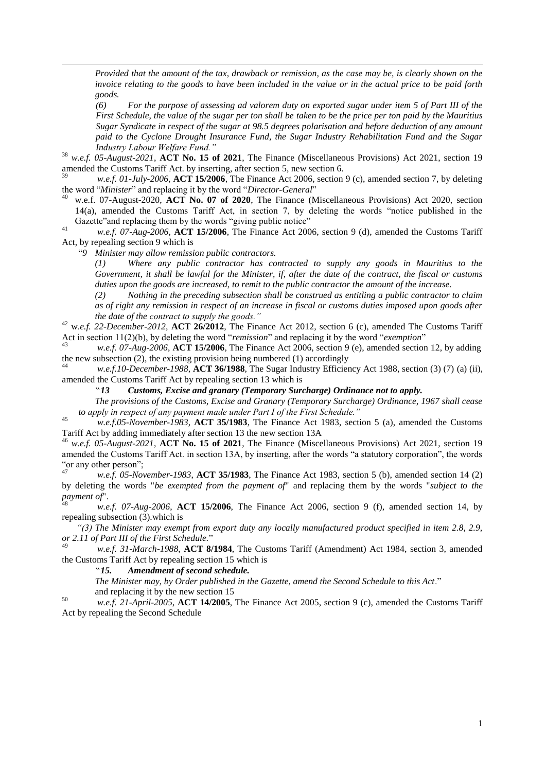*Provided that the amount of the tax, drawback or remission, as the case may be, is clearly shown on the invoice relating to the goods to have been included in the value or in the actual price to be paid forth goods.*

*(6) For the purpose of assessing ad valorem duty on exported sugar under item 5 of Part III of the First Schedule, the value of the sugar per ton shall be taken to be the price per ton paid by the Mauritius Sugar Syndicate in respect of the sugar at 98.5 degrees polarisation and before deduction of any amount paid to the Cyclone Drought Insurance Fund, the Sugar Industry Rehabilitation Fund and the Sugar Industry Labour Welfare Fund."*

[38] *w.e.f. 05-August-2021*, **ACT No. 15 of 2021**, The Finance (Miscellaneous Provisions) Act 2021, section 19 amended the Customs Tariff Act. by inserting, after section 5, new section 6.

[39] *w.e.f. 01-July-2006*, **ACT 15/2006**, The Finance Act 2006, section 9 (c), amended section 7, by deleting the word "*Minister*" and replacing it by the word "*Director-General*"

[40] w.e.f. 07-August-2020, **ACT No. 07 of 2020**, The Finance (Miscellaneous Provisions) Act 2020, section 14(a), amended the Customs Tariff Act, in section 7, by deleting the words "notice published in the Gazette"and replacing them by the words "giving public notice"

[41] *w.e.f. 07-Aug-2006*, **ACT 15/2006**, The Finance Act 2006, section 9 (d), amended the Customs Tariff Act, by repealing section 9 which is

"*9 Minister may allow remission public contractors.*

*(1) Where any public contractor has contracted to supply any goods in Mauritius to the Government, it shall be lawful for the Minister, if, after the date of the contract, the fiscal or customs duties upon the goods are increased, to remit to the public contractor the amount of the increase.*

*(2) Nothing in the preceding subsection shall be construed as entitling a public contractor to claim as of right any remission in respect of an increase in fiscal or customs duties imposed upon goods after the date of the contract to supply the goods."*

[42] w.*e.f. 22-December-2012*, **ACT 26/2012**, The Finance Act 2012, section 6 (c), amended The Customs Tariff Act in section 11(2)(b), by deleting the word "*remission*" and replacing it by the word "*exemption*"

[43] *w.e.f. 07-Aug-2006*, **ACT 15/2006**, The Finance Act 2006, section 9 (e), amended section 12, by adding the new subsection (2), the existing provision being numbered (1) accordingly

[44] *w.e.f.10-December-1988*, **ACT 36/1988**, The Sugar Industry Efficiency Act 1988, section (3) (7) (a) (ii), amended the Customs Tariff Act by repealing section 13 which is

"***13 Customs, Excise and granary (Temporary Surcharge) Ordinance not to apply.***

*The provisions of the Customs, Excise and Granary (Temporary Surcharge) Ordinance, 1967 shall cease to apply in respect of any payment made under Part I of the First Schedule."*

[45] *w.e.f.05-November-1983*, **ACT 35/1983**, The Finance Act 1983, section 5 (a), amended the Customs Tariff Act by adding immediately after section 13 the new section 13A

[46] *w.e.f. 05-August-2021*, **ACT No. 15 of 2021**, The Finance (Miscellaneous Provisions) Act 2021, section 19 amended the Customs Tariff Act. in section 13A, by inserting, after the words "a statutory corporation", the words "or any other person";

[47] *w.e.f. 05-November-1983*, **ACT 35/1983**, The Finance Act 1983, section 5 (b), amended section 14 (2) by deleting the words "*be exempted from the payment of*" and replacing them by the words "*subject to the payment of*".

[48] *w.e.f. 07-Aug-2006*, **ACT 15/2006**, The Finance Act 2006, section 9 (f), amended section 14, by repealing subsection (3).which is

*"(3) The Minister may exempt from export duty any locally manufactured product specified in item 2.8, 2.9, or 2.11 of Part III of the First Schedule.*"

[49] *w.e.f. 31-March-1988*, **ACT 8/1984**, The Customs Tariff (Amendment) Act 1984, section 3, amended the Customs Tariff Act by repealing section 15 which is

"***15. Amendment of second schedule.***

*The Minister may, by Order published in the Gazette, amend the Second Schedule to this Act*."

and replacing it by the new section 15

[50] *w.e.f. 21-April-2005*, **ACT 14/2005**, The Finance Act 2005, section 9 (c), amended the Customs Tariff Act by repealing the Second Schedule